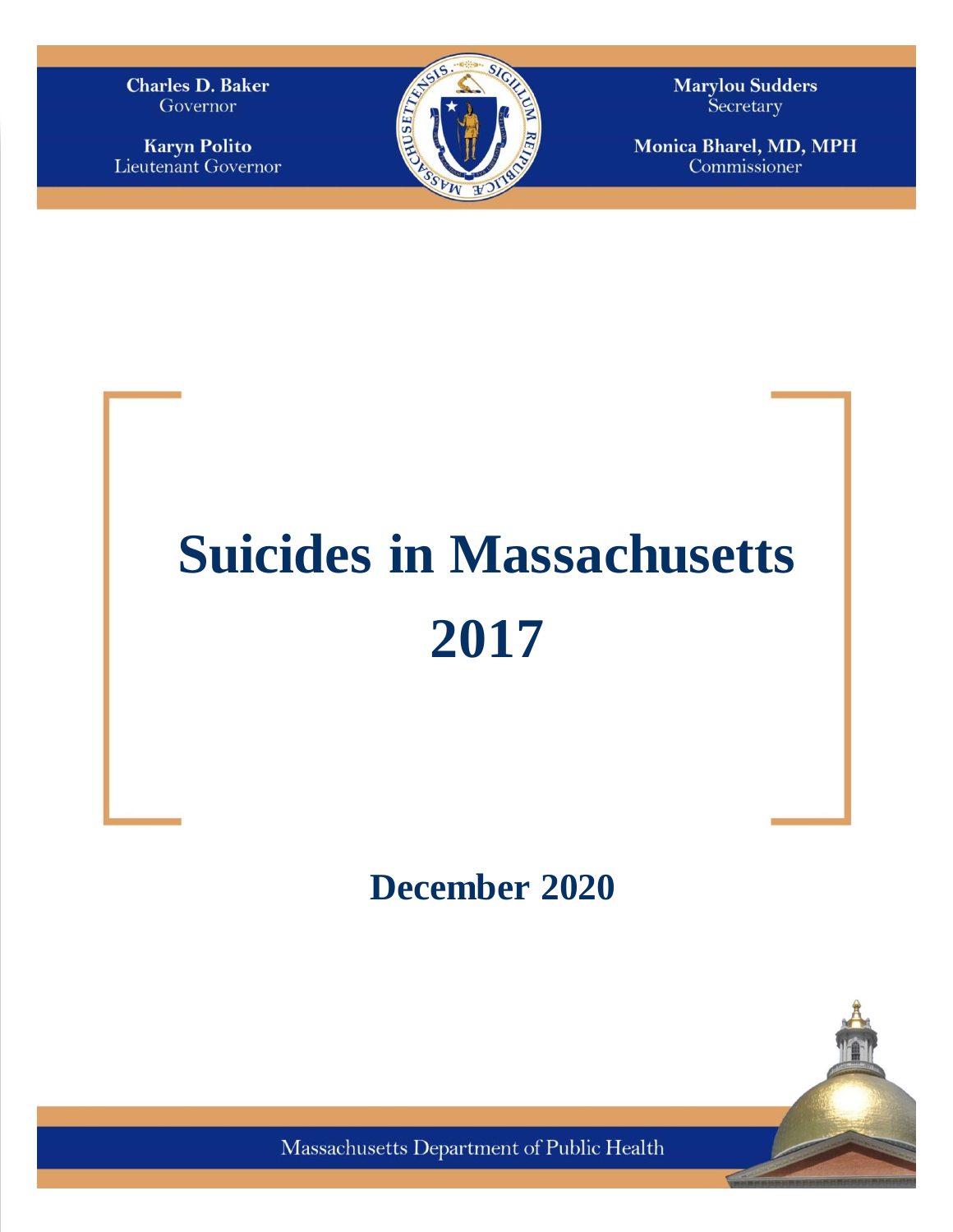**Charles D. Baker**
Governor

**Karyn Polito**
Lieutenant Governor

**Marylou Sudders**
Secretary

**Monica Bharel, MD, MPH**
Commissioner

# Suicides in Massachusetts 2017

## December 2020

Massachusetts Department of Public Health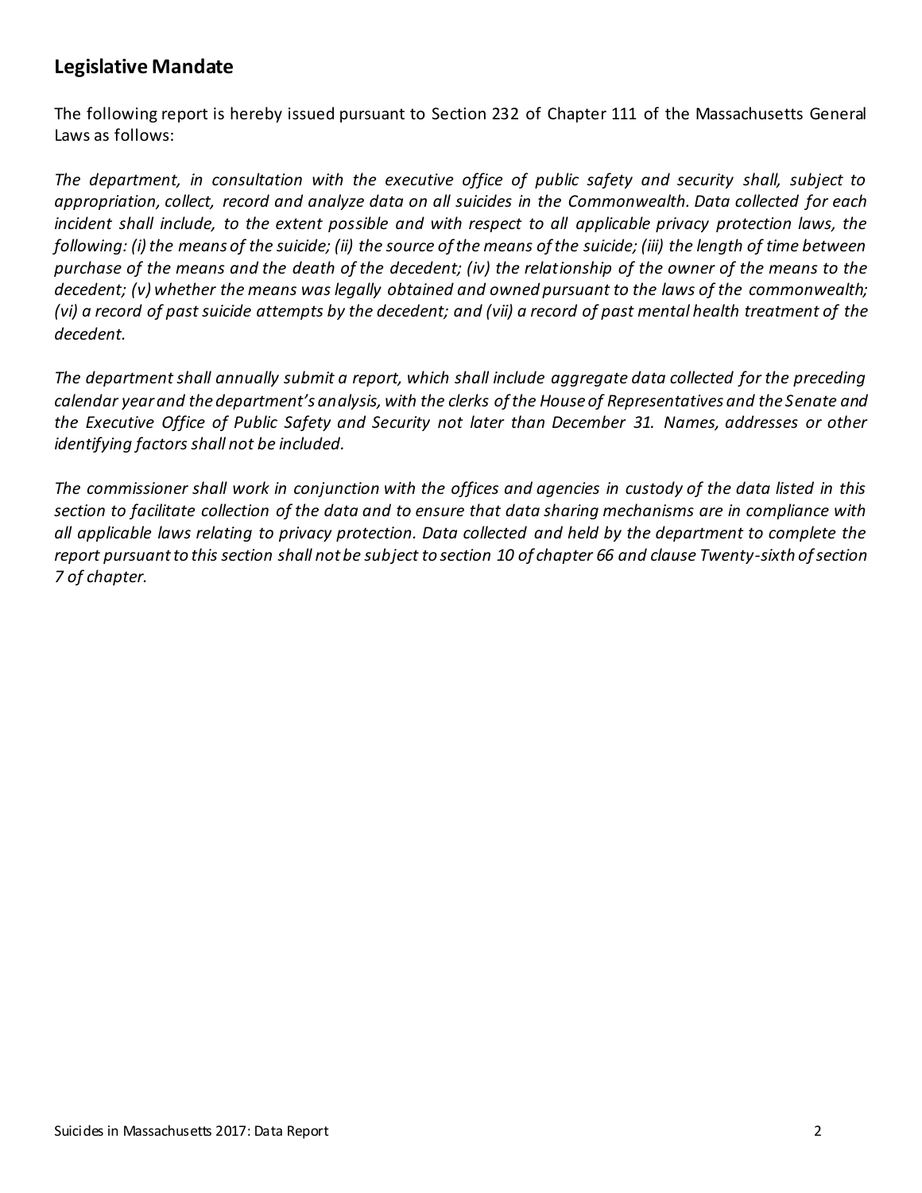## Legislative Mandate

The following report is hereby issued pursuant to Section 232 of Chapter 111 of the Massachusetts General Laws as follows:

*The department, in consultation with the executive office of public safety and security shall, subject to appropriation, collect, record and analyze data on all suicides in the Commonwealth. Data collected for each incident shall include, to the extent possible and with respect to all applicable privacy protection laws, the following: (i) the means of the suicide; (ii) the source of the means of the suicide; (iii) the length of time between purchase of the means and the death of the decedent; (iv) the relationship of the owner of the means to the decedent; (v) whether the means was legally obtained and owned pursuant to the laws of the commonwealth; (vi) a record of past suicide attempts by the decedent; and (vii) a record of past mental health treatment of the decedent.*

*The department shall annually submit a report, which shall include aggregate data collected for the preceding calendar year and the department's analysis, with the clerks of the House of Representatives and the Senate and the Executive Office of Public Safety and Security not later than December 31. Names, addresses or other identifying factors shall not be included.*

*The commissioner shall work in conjunction with the offices and agencies in custody of the data listed in this section to facilitate collection of the data and to ensure that data sharing mechanisms are in compliance with all applicable laws relating to privacy protection. Data collected and held by the department to complete the report pursuant to this section shall not be subject to section 10 of chapter 66 and clause Twenty-sixth of section 7 of chapter.*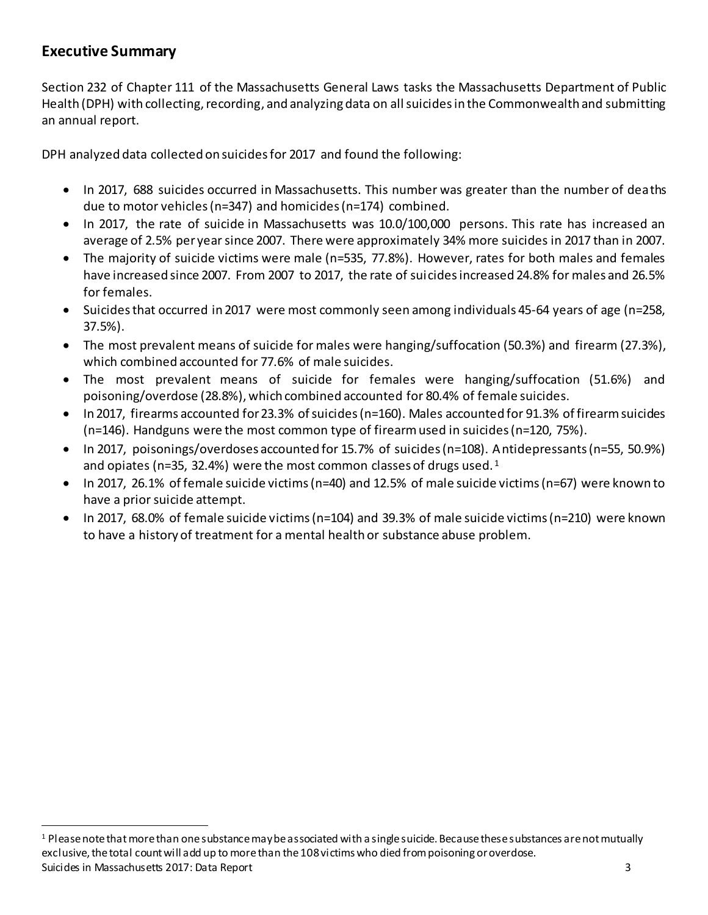## Executive Summary

Section 232 of Chapter 111 of the Massachusetts General Laws tasks the Massachusetts Department of Public Health (DPH) with collecting, recording, and analyzing data on all suicides in the Commonwealth and submitting an annual report.

DPH analyzed data collected on suicides for 2017 and found the following:

- In 2017, 688 suicides occurred in Massachusetts. This number was greater than the number of deaths due to motor vehicles (n=347) and homicides (n=174) combined.
- In 2017, the rate of suicide in Massachusetts was 10.0/100,000 persons. This rate has increased an average of 2.5% per year since 2007. There were approximately 34% more suicides in 2017 than in 2007.
- The majority of suicide victims were male (n=535, 77.8%). However, rates for both males and females have increased since 2007. From 2007 to 2017, the rate of suicides increased 24.8% for males and 26.5% for females.
- Suicides that occurred in 2017 were most commonly seen among individuals 45-64 years of age (n=258, 37.5%).
- The most prevalent means of suicide for males were hanging/suffocation (50.3%) and firearm (27.3%), which combined accounted for 77.6% of male suicides.
- The most prevalent means of suicide for females were hanging/suffocation (51.6%) and poisoning/overdose (28.8%), which combined accounted for 80.4% of female suicides.
- In 2017, firearms accounted for 23.3% of suicides (n=160). Males accounted for 91.3% of firearm suicides (n=146). Handguns were the most common type of firearm used in suicides (n=120, 75%).
- In 2017, poisonings/overdoses accounted for 15.7% of suicides (n=108). Antidepressants (n=55, 50.9%) and opiates (n=35, 32.4%) were the most common classes of drugs used.[1]
- In 2017, 26.1% of female suicide victims (n=40) and 12.5% of male suicide victims (n=67) were known to have a prior suicide attempt.
- In 2017, 68.0% of female suicide victims (n=104) and 39.3% of male suicide victims (n=210) were known to have a history of treatment for a mental health or substance abuse problem.

[1] Please note that more than one substance may be associated with a single suicide. Because these substances are not mutually exclusive, the total count will add up to more than the 108 victims who died from poisoning or overdose.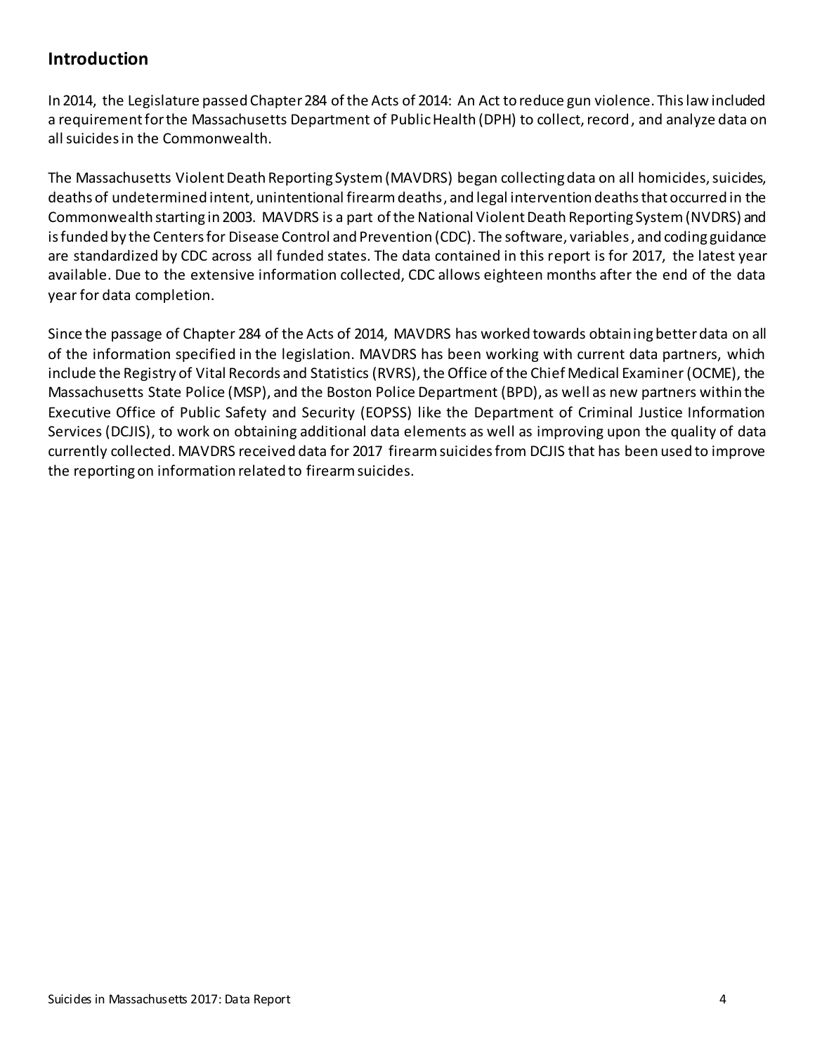## Introduction

In 2014, the Legislature passed Chapter 284 of the Acts of 2014: An Act to reduce gun violence. This law included a requirement for the Massachusetts Department of Public Health (DPH) to collect, record, and analyze data on all suicides in the Commonwealth.

The Massachusetts Violent Death Reporting System (MAVDRS) began collecting data on all homicides, suicides, deaths of undetermined intent, unintentional firearm deaths, and legal intervention deaths that occurred in the Commonwealth starting in 2003. MAVDRS is a part of the National Violent Death Reporting System (NVDRS) and is funded by the Centers for Disease Control and Prevention (CDC). The software, variables, and coding guidance are standardized by CDC across all funded states. The data contained in this report is for 2017, the latest year available. Due to the extensive information collected, CDC allows eighteen months after the end of the data year for data completion.

Since the passage of Chapter 284 of the Acts of 2014, MAVDRS has worked towards obtaining better data on all of the information specified in the legislation. MAVDRS has been working with current data partners, which include the Registry of Vital Records and Statistics (RVRS), the Office of the Chief Medical Examiner (OCME), the Massachusetts State Police (MSP), and the Boston Police Department (BPD), as well as new partners within the Executive Office of Public Safety and Security (EOPSS) like the Department of Criminal Justice Information Services (DCJIS), to work on obtaining additional data elements as well as improving upon the quality of data currently collected. MAVDRS received data for 2017 firearm suicides from DCJIS that has been used to improve the reporting on information related to firearm suicides.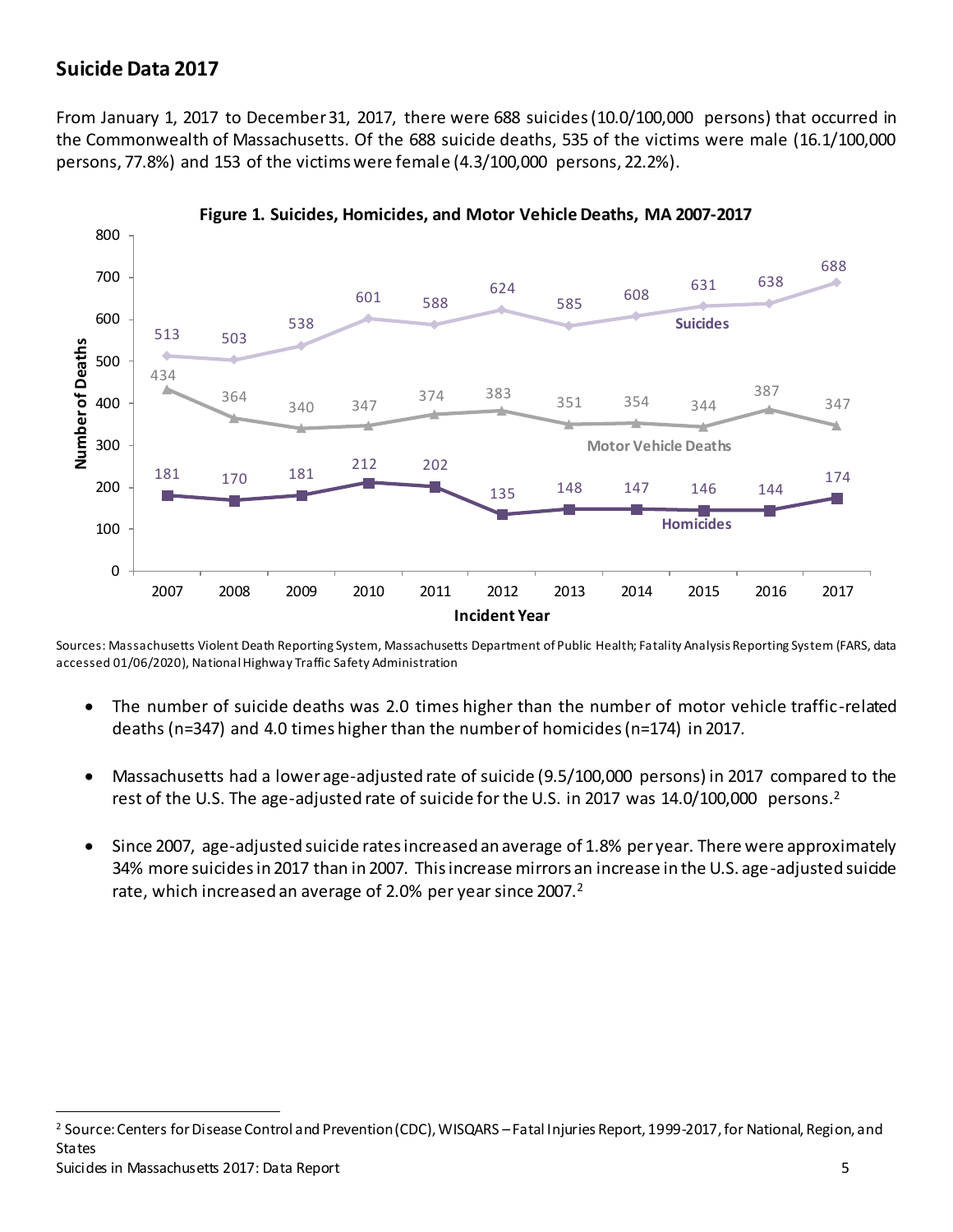## Suicide Data 2017

From January 1, 2017 to December 31, 2017, there were 688 suicides (10.0/100,000 persons) that occurred in the Commonwealth of Massachusetts. Of the 688 suicide deaths, 535 of the victims were male (16.1/100,000 persons, 77.8%) and 153 of the victims were female (4.3/100,000 persons, 22.2%).

**Figure 1. Suicides, Homicides, and Motor Vehicle Deaths, MA 2007-2017**

| Incident Year | Suicides | Motor Vehicle Deaths | Homicides |
|---|---|---|---|
| 2007 | 513 | 434 | 181 |
| 2008 | 503 | 364 | 170 |
| 2009 | 538 | 340 | 181 |
| 2010 | 601 | 347 | 212 |
| 2011 | 588 | 374 | 202 |
| 2012 | 624 | 383 | 135 |
| 2013 | 585 | 351 | 148 |
| 2014 | 608 | 354 | 147 |
| 2015 | 631 | 344 | 146 |
| 2016 | 638 | 387 | 144 |
| 2017 | 688 | 347 | 174 |

Sources: Massachusetts Violent Death Reporting System, Massachusetts Department of Public Health; Fatality Analysis Reporting System (FARS, data accessed 01/06/2020), National Highway Traffic Safety Administration

- The number of suicide deaths was 2.0 times higher than the number of motor vehicle traffic-related deaths (n=347) and 4.0 times higher than the number of homicides (n=174) in 2017.
- Massachusetts had a lower age-adjusted rate of suicide (9.5/100,000 persons) in 2017 compared to the rest of the U.S. The age-adjusted rate of suicide for the U.S. in 2017 was 14.0/100,000 persons.[2]
- Since 2007, age-adjusted suicide rates increased an average of 1.8% per year. There were approximately 34% more suicides in 2017 than in 2007. This increase mirrors an increase in the U.S. age-adjusted suicide rate, which increased an average of 2.0% per year since 2007.[2]

[2] Source: Centers for Disease Control and Prevention (CDC), WISQARS – Fatal Injuries Report, 1999-2017, for National, Region, and States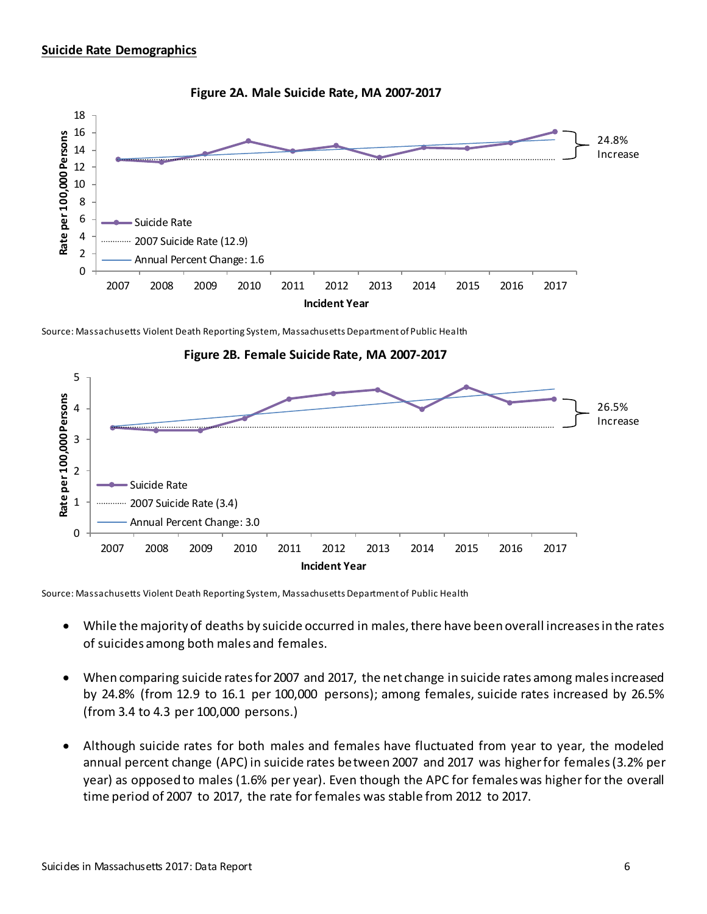**Suicide Rate Demographics**

**Figure 2A. Male Suicide Rate, MA 2007-2017**

Source: Massachusetts Violent Death Reporting System, Massachusetts Department of Public Health

**Figure 2B. Female Suicide Rate, MA 2007-2017**

Source: Massachusetts Violent Death Reporting System, Massachusetts Department of Public Health

- While the majority of deaths by suicide occurred in males, there have been overall increases in the rates of suicides among both males and females.

- When comparing suicide rates for 2007 and 2017, the net change in suicide rates among males increased by 24.8% (from 12.9 to 16.1 per 100,000 persons); among females, suicide rates increased by 26.5% (from 3.4 to 4.3 per 100,000 persons.)

- Although suicide rates for both males and females have fluctuated from year to year, the modeled annual percent change (APC) in suicide rates between 2007 and 2017 was higher for females (3.2% per year) as opposed to males (1.6% per year). Even though the APC for females was higher for the overall time period of 2007 to 2017, the rate for females was stable from 2012 to 2017.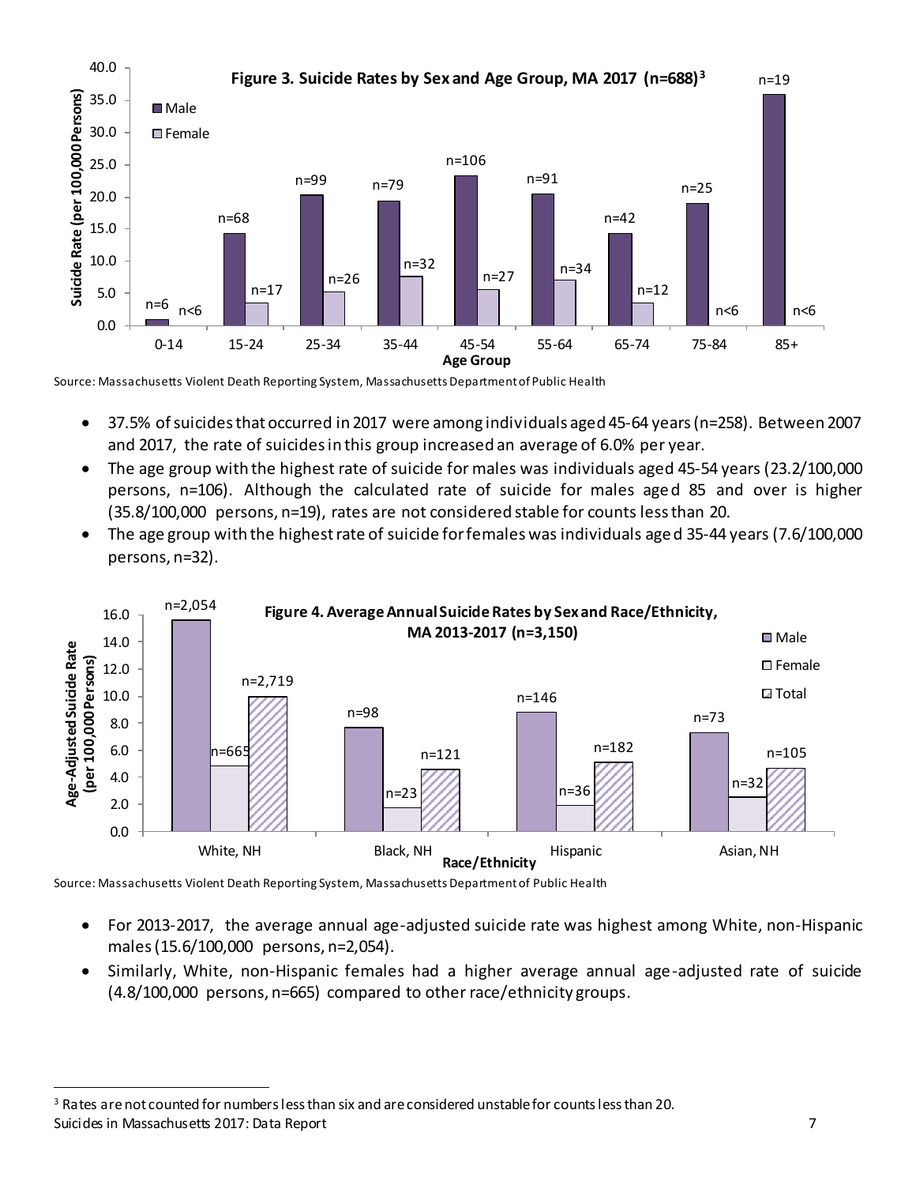**Figure 3. Suicide Rates by Sex and Age Group, MA 2017 (n=688)[3]**

Source: Massachusetts Violent Death Reporting System, Massachusetts Department of Public Health

- 37.5% of suicides that occurred in 2017 were among individuals aged 45-64 years (n=258). Between 2007 and 2017, the rate of suicides in this group increased an average of 6.0% per year.
- The age group with the highest rate of suicide for males was individuals aged 45-54 years (23.2/100,000 persons, n=106). Although the calculated rate of suicide for males aged 85 and over is higher (35.8/100,000 persons, n=19), rates are not considered stable for counts less than 20.
- The age group with the highest rate of suicide for females was individuals aged 35-44 years (7.6/100,000 persons, n=32).

**Figure 4. Average Annual Suicide Rates by Sex and Race/Ethnicity, MA 2013-2017 (n=3,150)**

Source: Massachusetts Violent Death Reporting System, Massachusetts Department of Public Health

- For 2013-2017, the average annual age-adjusted suicide rate was highest among White, non-Hispanic males (15.6/100,000 persons, n=2,054).
- Similarly, White, non-Hispanic females had a higher average annual age-adjusted rate of suicide (4.8/100,000 persons, n=665) compared to other race/ethnicity groups.

[3] Rates are not counted for numbers less than six and are considered unstable for counts less than 20.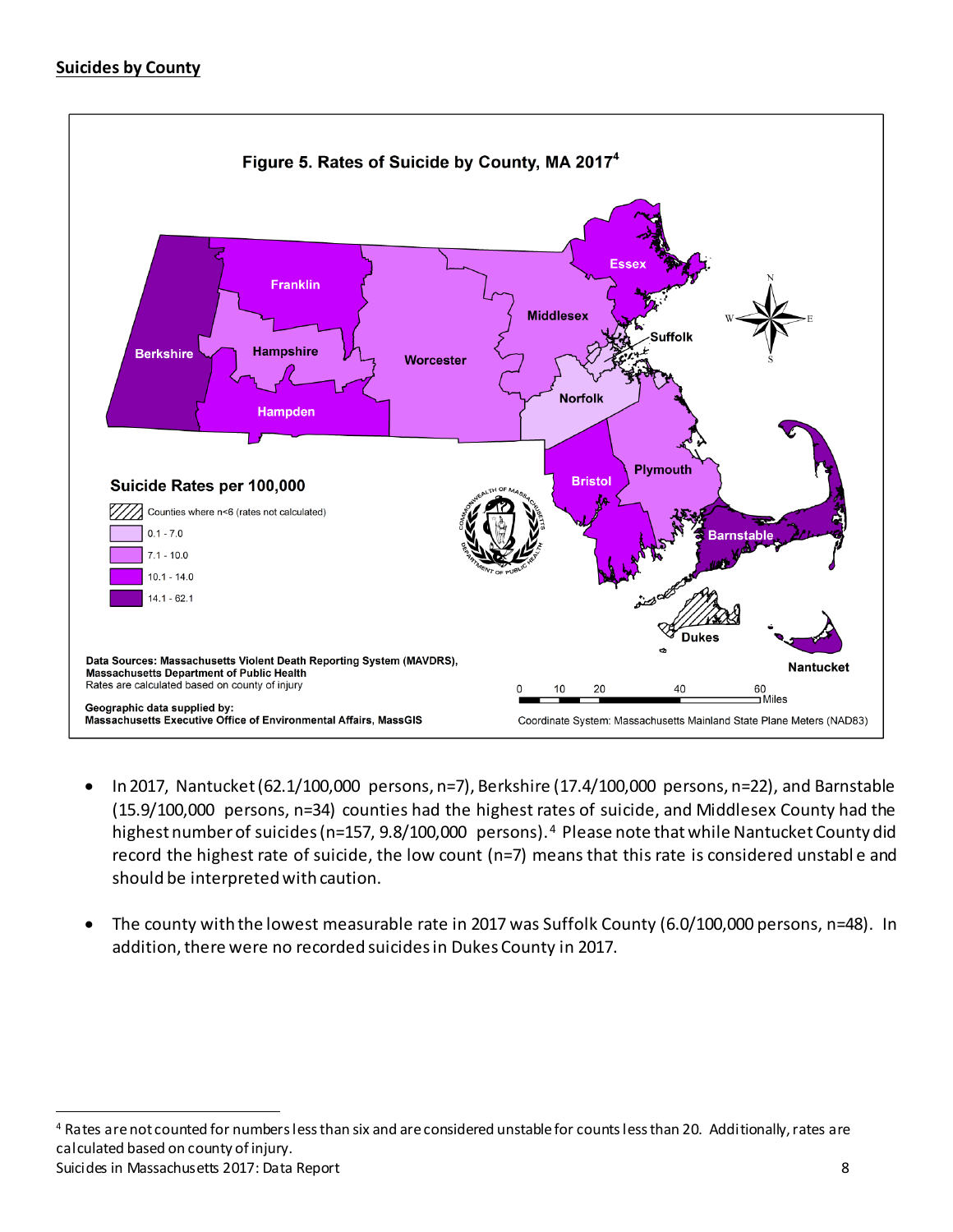**Suicides by County**

Figure 5. Rates of Suicide by County, MA 2017[4]

- In 2017, Nantucket (62.1/100,000 persons, n=7), Berkshire (17.4/100,000 persons, n=22), and Barnstable (15.9/100,000 persons, n=34) counties had the highest rates of suicide, and Middlesex County had the highest number of suicides (n=157, 9.8/100,000 persons).[4] Please note that while Nantucket County did record the highest rate of suicide, the low count (n=7) means that this rate is considered unstable and should be interpreted with caution.

- The county with the lowest measurable rate in 2017 was Suffolk County (6.0/100,000 persons, n=48). In addition, there were no recorded suicides in Dukes County in 2017.

---

[4] Rates are not counted for numbers less than six and are considered unstable for counts less than 20. Additionally, rates are calculated based on county of injury.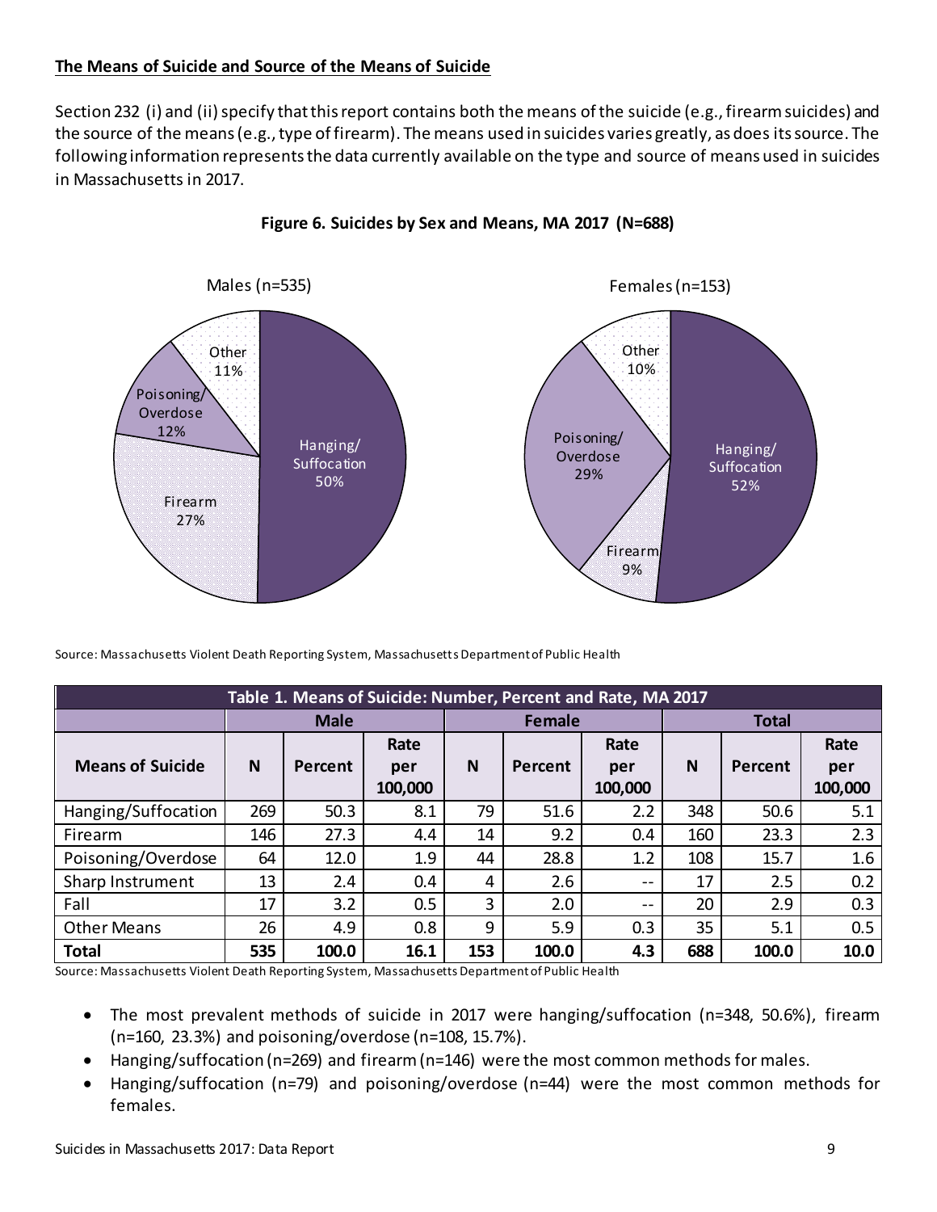## The Means of Suicide and Source of the Means of Suicide

Section 232 (i) and (ii) specify that this report contains both the means of the suicide (e.g., firearm suicides) and the source of the means (e.g., type of firearm). The means used in suicides varies greatly, as does its source. The following information represents the data currently available on the type and source of means used in suicides in Massachusetts in 2017.

**Figure 6. Suicides by Sex and Means, MA 2017 (N=688)**

Males (n=535): Hanging/Suffocation 50%, Firearm 27%, Poisoning/Overdose 12%, Other 11%

Females (n=153): Hanging/Suffocation 52%, Poisoning/Overdose 29%, Firearm 9%, Other 10%

Source: Massachusetts Violent Death Reporting System, Massachusetts Department of Public Health

**Table 1. Means of Suicide: Number, Percent and Rate, MA 2017**

| Means of Suicide | Male | | | Female | | | Total | | |
|---|---|---|---|---|---|---|---|---|---|
| | N | Percent | Rate per 100,000 | N | Percent | Rate per 100,000 | N | Percent | Rate per 100,000 |
| Hanging/Suffocation | 269 | 50.3 | 8.1 | 79 | 51.6 | 2.2 | 348 | 50.6 | 5.1 |
| Firearm | 146 | 27.3 | 4.4 | 14 | 9.2 | 0.4 | 160 | 23.3 | 2.3 |
| Poisoning/Overdose | 64 | 12.0 | 1.9 | 44 | 28.8 | 1.2 | 108 | 15.7 | 1.6 |
| Sharp Instrument | 13 | 2.4 | 0.4 | 4 | 2.6 | -- | 17 | 2.5 | 0.2 |
| Fall | 17 | 3.2 | 0.5 | 3 | 2.0 | -- | 20 | 2.9 | 0.3 |
| Other Means | 26 | 4.9 | 0.8 | 9 | 5.9 | 0.3 | 35 | 5.1 | 0.5 |
| **Total** | **535** | **100.0** | **16.1** | **153** | **100.0** | **4.3** | **688** | **100.0** | **10.0** |

Source: Massachusetts Violent Death Reporting System, Massachusetts Department of Public Health

- The most prevalent methods of suicide in 2017 were hanging/suffocation (n=348, 50.6%), firearm (n=160, 23.3%) and poisoning/overdose (n=108, 15.7%).
- Hanging/suffocation (n=269) and firearm (n=146) were the most common methods for males.
- Hanging/suffocation (n=79) and poisoning/overdose (n=44) were the most common methods for females.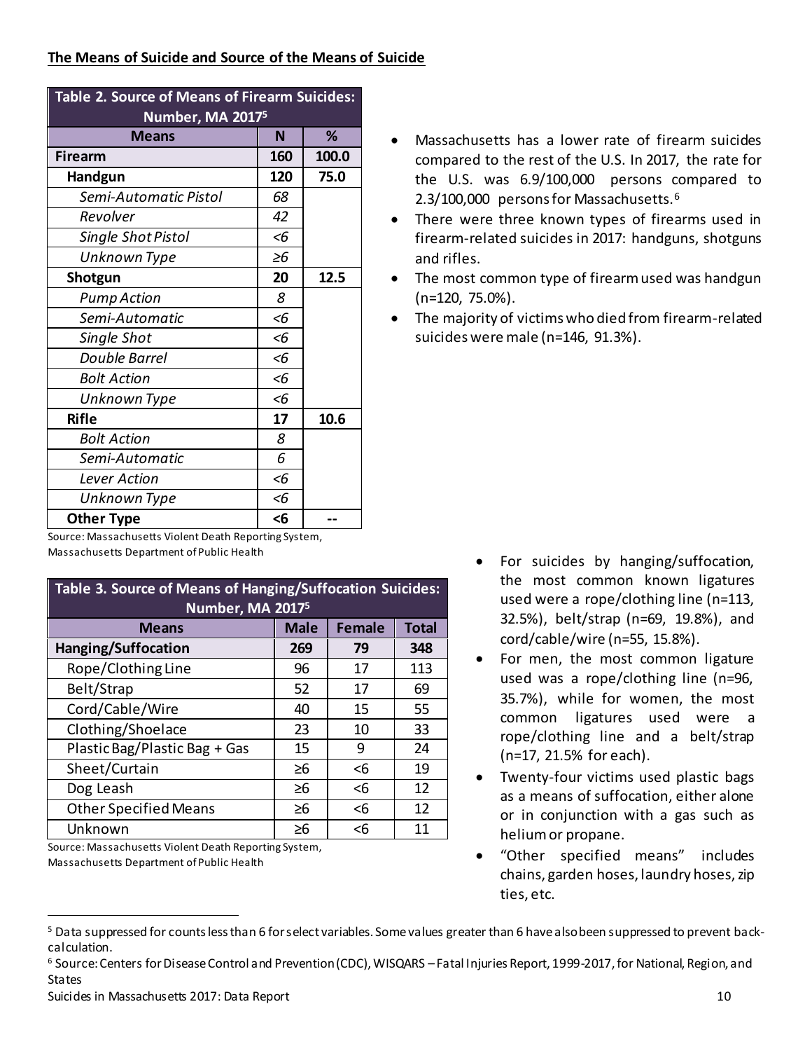## The Means of Suicide and Source of the Means of Suicide

| Table 2. Source of Means of Firearm Suicides: Number, MA 2017[5] | | |
|---|---|---|
| **Means** | **N** | **%** |
| **Firearm** | **160** | **100.0** |
| **Handgun** | **120** | **75.0** |
| *Semi-Automatic Pistol* | *68* | |
| *Revolver* | *42* | |
| *Single Shot Pistol* | *<6* | |
| *Unknown Type* | *≥6* | |
| **Shotgun** | **20** | **12.5** |
| *Pump Action* | *8* | |
| *Semi-Automatic* | *<6* | |
| *Single Shot* | *<6* | |
| *Double Barrel* | *<6* | |
| *Bolt Action* | *<6* | |
| *Unknown Type* | *<6* | |
| **Rifle** | **17** | **10.6** |
| *Bolt Action* | *8* | |
| *Semi-Automatic* | *6* | |
| *Lever Action* | *<6* | |
| *Unknown Type* | *<6* | |
| **Other Type** | **<6** | **--** |

Source: Massachusetts Violent Death Reporting System, Massachusetts Department of Public Health

- Massachusetts has a lower rate of firearm suicides compared to the rest of the U.S. In 2017, the rate for the U.S. was 6.9/100,000 persons compared to 2.3/100,000 persons for Massachusetts.[6]
- There were three known types of firearms used in firearm-related suicides in 2017: handguns, shotguns and rifles.
- The most common type of firearm used was handgun (n=120, 75.0%).
- The majority of victims who died from firearm-related suicides were male (n=146, 91.3%).

| Table 3. Source of Means of Hanging/Suffocation Suicides: Number, MA 2017[5] | | | |
|---|---|---|---|
| **Means** | **Male** | **Female** | **Total** |
| **Hanging/Suffocation** | **269** | **79** | **348** |
| Rope/Clothing Line | 96 | 17 | 113 |
| Belt/Strap | 52 | 17 | 69 |
| Cord/Cable/Wire | 40 | 15 | 55 |
| Clothing/Shoelace | 23 | 10 | 33 |
| Plastic Bag/Plastic Bag + Gas | 15 | 9 | 24 |
| Sheet/Curtain | ≥6 | <6 | 19 |
| Dog Leash | ≥6 | <6 | 12 |
| Other Specified Means | ≥6 | <6 | 12 |
| Unknown | ≥6 | <6 | 11 |

Source: Massachusetts Violent Death Reporting System, Massachusetts Department of Public Health

- For suicides by hanging/suffocation, the most common known ligatures used were a rope/clothing line (n=113, 32.5%), belt/strap (n=69, 19.8%), and cord/cable/wire (n=55, 15.8%).
- For men, the most common ligature used was a rope/clothing line (n=96, 35.7%), while for women, the most common ligatures used were a rope/clothing line and a belt/strap (n=17, 21.5% for each).
- Twenty-four victims used plastic bags as a means of suffocation, either alone or in conjunction with a gas such as helium or propane.
- "Other specified means" includes chains, garden hoses, laundry hoses, zip ties, etc.

[5] Data suppressed for counts less than 6 for select variables. Some values greater than 6 have also been suppressed to prevent back-calculation.

[6] Source: Centers for Disease Control and Prevention (CDC), WISQARS – Fatal Injuries Report, 1999-2017, for National, Region, and States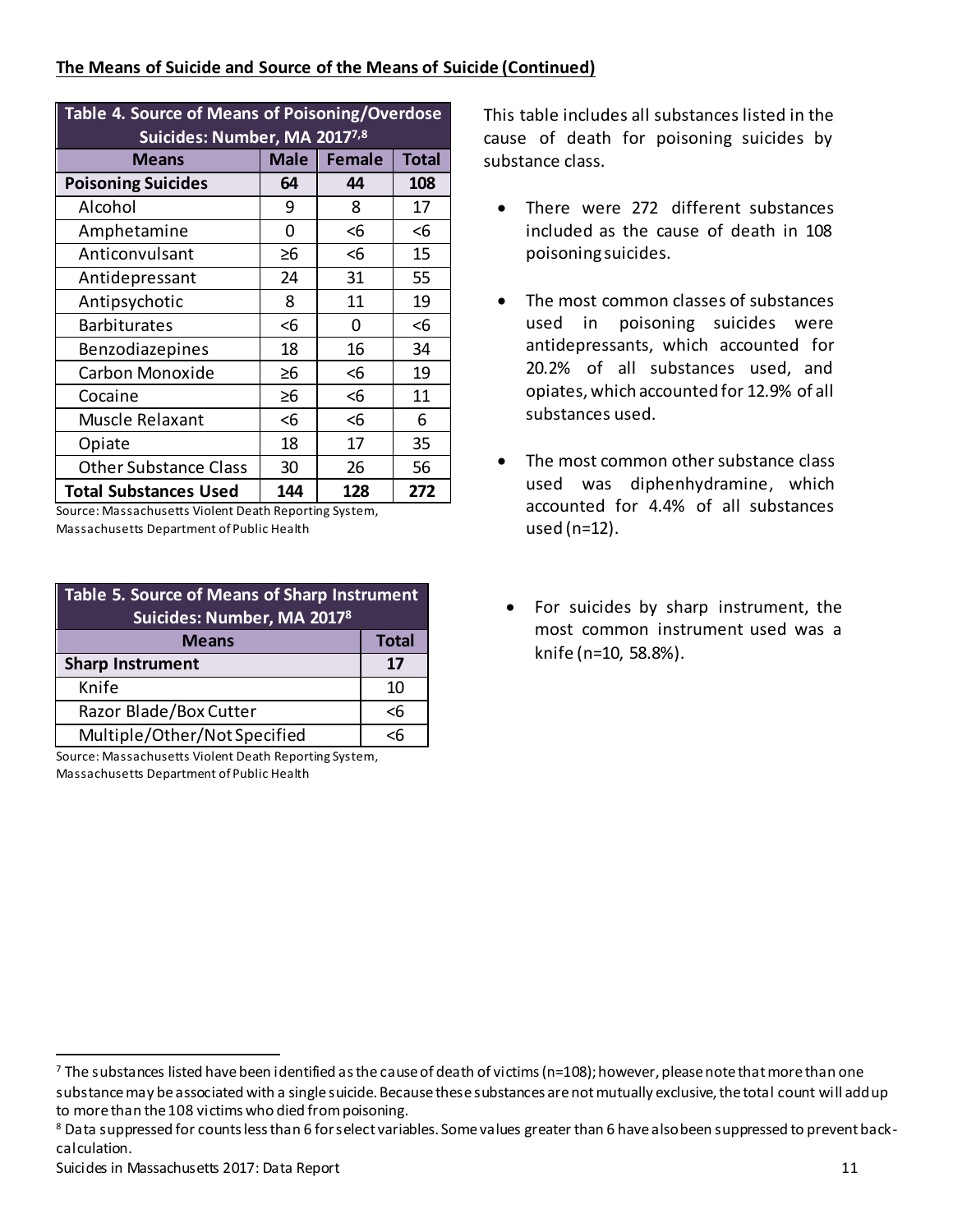**The Means of Suicide and Source of the Means of Suicide (Continued)**

| Table 4. Source of Means of Poisoning/Overdose Suicides: Number, MA 2017[7,8] | | | |
|---|---|---|---|
| **Means** | **Male** | **Female** | **Total** |
| **Poisoning Suicides** | **64** | **44** | **108** |
| Alcohol | 9 | 8 | 17 |
| Amphetamine | 0 | <6 | <6 |
| Anticonvulsant | ≥6 | <6 | 15 |
| Antidepressant | 24 | 31 | 55 |
| Antipsychotic | 8 | 11 | 19 |
| Barbiturates | <6 | 0 | <6 |
| Benzodiazepines | 18 | 16 | 34 |
| Carbon Monoxide | ≥6 | <6 | 19 |
| Cocaine | ≥6 | <6 | 11 |
| Muscle Relaxant | <6 | <6 | 6 |
| Opiate | 18 | 17 | 35 |
| Other Substance Class | 30 | 26 | 56 |
| **Total Substances Used** | **144** | **128** | **272** |

Source: Massachusetts Violent Death Reporting System, Massachusetts Department of Public Health

This table includes all substances listed in the cause of death for poisoning suicides by substance class.

- There were 272 different substances included as the cause of death in 108 poisoning suicides.
- The most common classes of substances used in poisoning suicides were antidepressants, which accounted for 20.2% of all substances used, and opiates, which accounted for 12.9% of all substances used.
- The most common other substance class used was diphenhydramine, which accounted for 4.4% of all substances used (n=12).

| Table 5. Source of Means of Sharp Instrument Suicides: Number, MA 2017[8] | |
|---|---|
| **Means** | **Total** |
| **Sharp Instrument** | **17** |
| Knife | 10 |
| Razor Blade/Box Cutter | <6 |
| Multiple/Other/Not Specified | <6 |

Source: Massachusetts Violent Death Reporting System, Massachusetts Department of Public Health

- For suicides by sharp instrument, the most common instrument used was a knife (n=10, 58.8%).

---

[7] The substances listed have been identified as the cause of death of victims (n=108); however, please note that more than one substance may be associated with a single suicide. Because these substances are not mutually exclusive, the total count will add up to more than the 108 victims who died from poisoning.

[8] Data suppressed for counts less than 6 for select variables. Some values greater than 6 have also been suppressed to prevent back-calculation.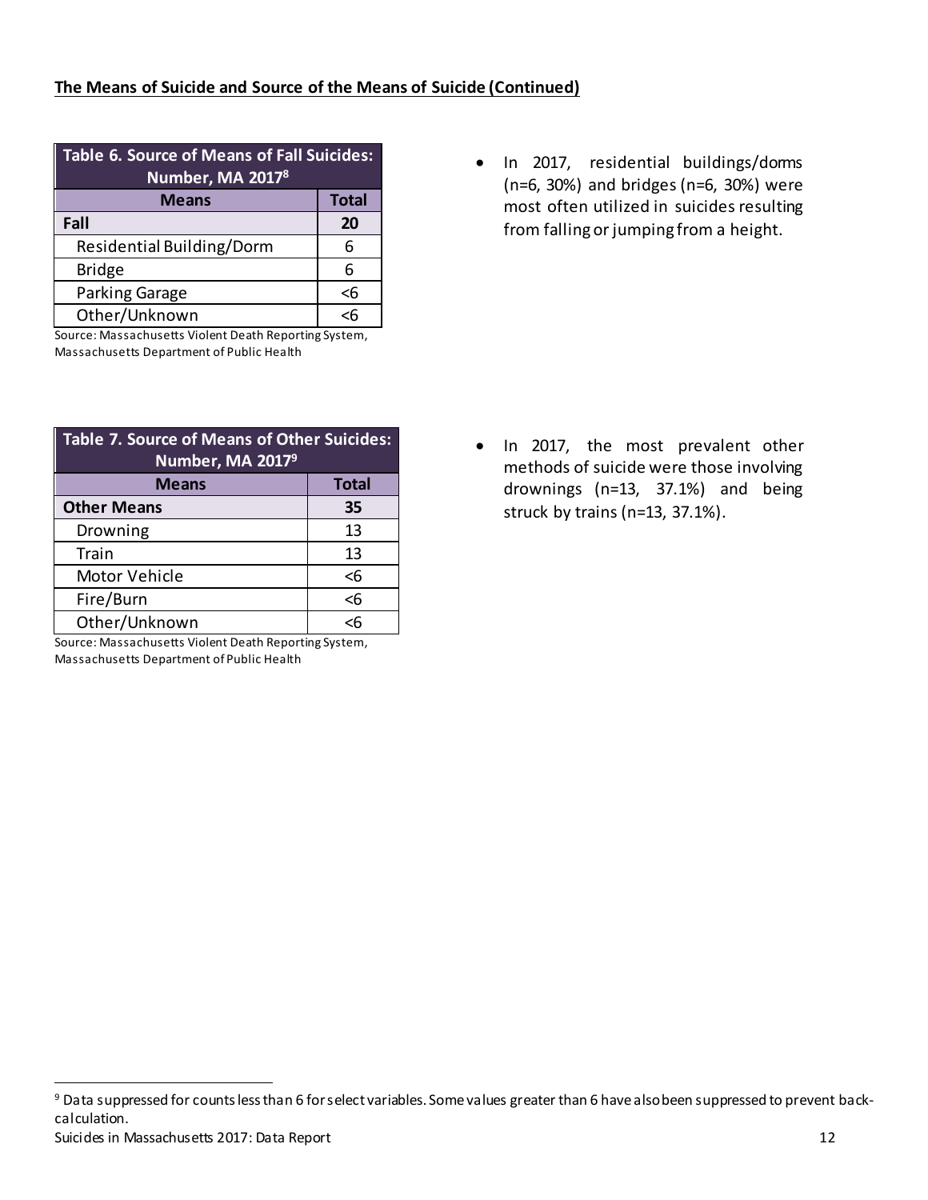**The Means of Suicide and Source of the Means of Suicide (Continued)**

| Table 6. Source of Means of Fall Suicides: Number, MA 2017[8] | |
|---|---|
| **Means** | **Total** |
| **Fall** | **20** |
| Residential Building/Dorm | 6 |
| Bridge | 6 |
| Parking Garage | <6 |
| Other/Unknown | <6 |

Source: Massachusetts Violent Death Reporting System, Massachusetts Department of Public Health

- In 2017, residential buildings/dorms (n=6, 30%) and bridges (n=6, 30%) were most often utilized in suicides resulting from falling or jumping from a height.

| Table 7. Source of Means of Other Suicides: Number, MA 2017[9] | |
|---|---|
| **Means** | **Total** |
| **Other Means** | **35** |
| Drowning | 13 |
| Train | 13 |
| Motor Vehicle | <6 |
| Fire/Burn | <6 |
| Other/Unknown | <6 |

Source: Massachusetts Violent Death Reporting System, Massachusetts Department of Public Health

- In 2017, the most prevalent other methods of suicide were those involving drownings (n=13, 37.1%) and being struck by trains (n=13, 37.1%).

---

[9] Data suppressed for counts less than 6 for select variables. Some values greater than 6 have also been suppressed to prevent back-calculation.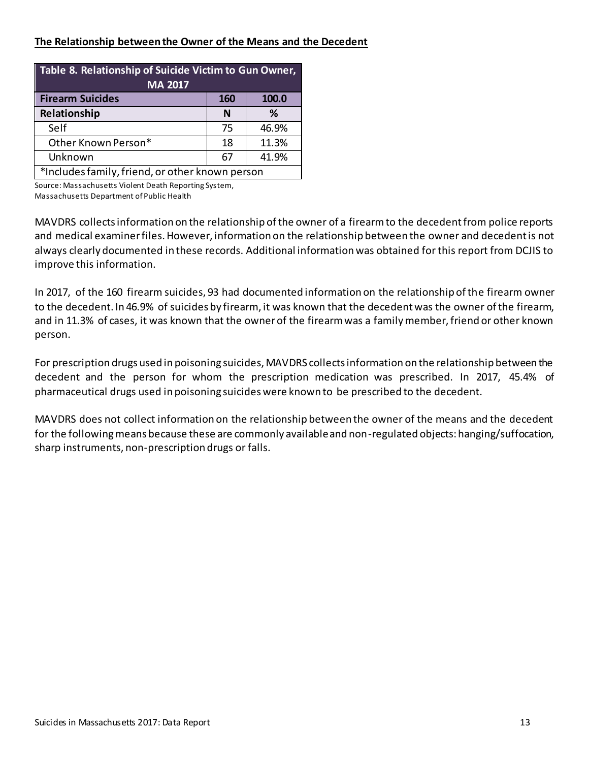**The Relationship between the Owner of the Means and the Decedent**

| Table 8. Relationship of Suicide Victim to Gun Owner, MA 2017 | | |
|---|---|---|
| **Firearm Suicides** | **160** | **100.0** |
| **Relationship** | **N** | **%** |
| Self | 75 | 46.9% |
| Other Known Person* | 18 | 11.3% |
| Unknown | 67 | 41.9% |
| *Includes family, friend, or other known person | | |

Source: Massachusetts Violent Death Reporting System, Massachusetts Department of Public Health

MAVDRS collects information on the relationship of the owner of a firearm to the decedent from police reports and medical examiner files. However, information on the relationship between the owner and decedent is not always clearly documented in these records. Additional information was obtained for this report from DCJIS to improve this information.

In 2017, of the 160 firearm suicides, 93 had documented information on the relationship of the firearm owner to the decedent. In 46.9% of suicides by firearm, it was known that the decedent was the owner of the firearm, and in 11.3% of cases, it was known that the owner of the firearm was a family member, friend or other known person.

For prescription drugs used in poisoning suicides, MAVDRS collects information on the relationship between the decedent and the person for whom the prescription medication was prescribed. In 2017, 45.4% of pharmaceutical drugs used in poisoning suicides were known to be prescribed to the decedent.

MAVDRS does not collect information on the relationship between the owner of the means and the decedent for the following means because these are commonly available and non-regulated objects: hanging/suffocation, sharp instruments, non-prescription drugs or falls.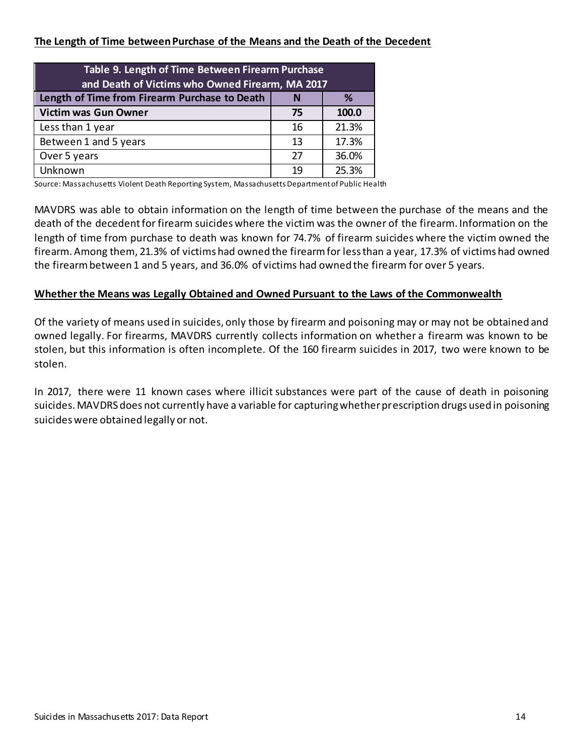**The Length of Time between Purchase of the Means and the Death of the Decedent**

| Table 9. Length of Time Between Firearm Purchase and Death of Victims who Owned Firearm, MA 2017 | | |
|---|---|---|
| **Length of Time from Firearm Purchase to Death** | **N** | **%** |
| **Victim was Gun Owner** | **75** | **100.0** |
| Less than 1 year | 16 | 21.3% |
| Between 1 and 5 years | 13 | 17.3% |
| Over 5 years | 27 | 36.0% |
| Unknown | 19 | 25.3% |

Source: Massachusetts Violent Death Reporting System, Massachusetts Department of Public Health

MAVDRS was able to obtain information on the length of time between the purchase of the means and the death of the decedent for firearm suicides where the victim was the owner of the firearm. Information on the length of time from purchase to death was known for 74.7% of firearm suicides where the victim owned the firearm. Among them, 21.3% of victims had owned the firearm for less than a year, 17.3% of victims had owned the firearm between 1 and 5 years, and 36.0% of victims had owned the firearm for over 5 years.

**Whether the Means was Legally Obtained and Owned Pursuant to the Laws of the Commonwealth**

Of the variety of means used in suicides, only those by firearm and poisoning may or may not be obtained and owned legally. For firearms, MAVDRS currently collects information on whether a firearm was known to be stolen, but this information is often incomplete. Of the 160 firearm suicides in 2017, two were known to be stolen.

In 2017, there were 11 known cases where illicit substances were part of the cause of death in poisoning suicides. MAVDRS does not currently have a variable for capturing whether prescription drugs used in poisoning suicides were obtained legally or not.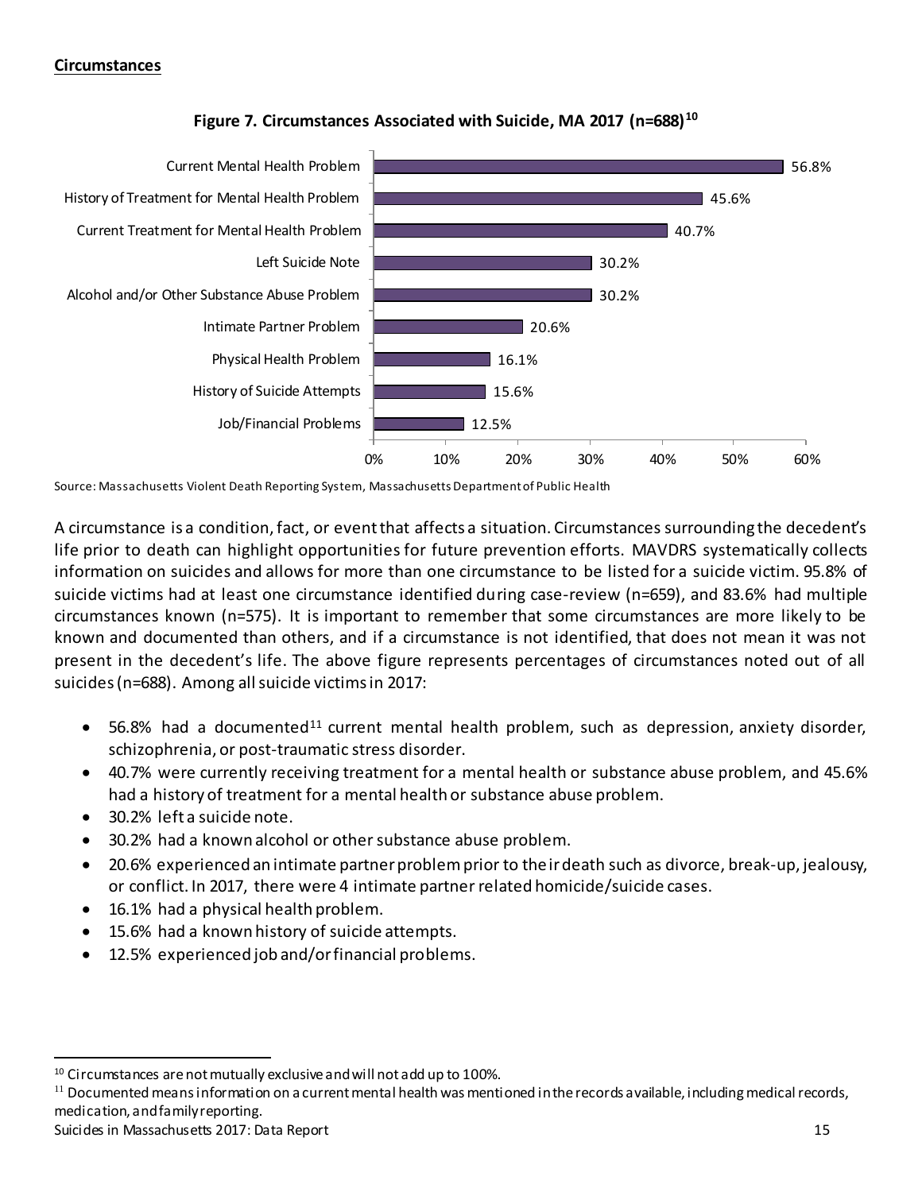**Circumstances**

**Figure 7. Circumstances Associated with Suicide, MA 2017 (n=688)[10]**

| Circumstance | Percent |
|---|---|
| Current Mental Health Problem | 56.8% |
| History of Treatment for Mental Health Problem | 45.6% |
| Current Treatment for Mental Health Problem | 40.7% |
| Left Suicide Note | 30.2% |
| Alcohol and/or Other Substance Abuse Problem | 30.2% |
| Intimate Partner Problem | 20.6% |
| Physical Health Problem | 16.1% |
| History of Suicide Attempts | 15.6% |
| Job/Financial Problems | 12.5% |

Source: Massachusetts Violent Death Reporting System, Massachusetts Department of Public Health

A circumstance is a condition, fact, or event that affects a situation. Circumstances surrounding the decedent's life prior to death can highlight opportunities for future prevention efforts. MAVDRS systematically collects information on suicides and allows for more than one circumstance to be listed for a suicide victim. 95.8% of suicide victims had at least one circumstance identified during case-review (n=659), and 83.6% had multiple circumstances known (n=575). It is important to remember that some circumstances are more likely to be known and documented than others, and if a circumstance is not identified, that does not mean it was not present in the decedent's life. The above figure represents percentages of circumstances noted out of all suicides (n=688). Among all suicide victims in 2017:

- 56.8% had a documented[11] current mental health problem, such as depression, anxiety disorder, schizophrenia, or post-traumatic stress disorder.
- 40.7% were currently receiving treatment for a mental health or substance abuse problem, and 45.6% had a history of treatment for a mental health or substance abuse problem.
- 30.2% left a suicide note.
- 30.2% had a known alcohol or other substance abuse problem.
- 20.6% experienced an intimate partner problem prior to their death such as divorce, break-up, jealousy, or conflict. In 2017, there were 4 intimate partner related homicide/suicide cases.
- 16.1% had a physical health problem.
- 15.6% had a known history of suicide attempts.
- 12.5% experienced job and/or financial problems.

---

[10] Circumstances are not mutually exclusive and will not add up to 100%.

[11] Documented means information on a current mental health was mentioned in the records available, including medical records, medication, and family reporting.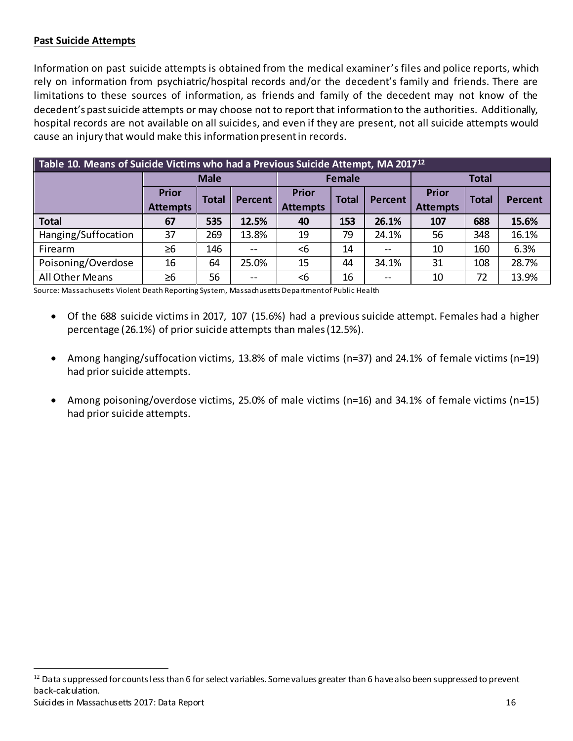**Past Suicide Attempts**

Information on past suicide attempts is obtained from the medical examiner's files and police reports, which rely on information from psychiatric/hospital records and/or the decedent's family and friends. There are limitations to these sources of information, as friends and family of the decedent may not know of the decedent's past suicide attempts or may choose not to report that information to the authorities. Additionally, hospital records are not available on all suicides, and even if they are present, not all suicide attempts would cause an injury that would make this information present in records.

**Table 10. Means of Suicide Victims who had a Previous Suicide Attempt, MA 2017[12]**

| | Male | | | Female | | | Total | | |
|---|---|---|---|---|---|---|---|---|---|
| | Prior Attempts | Total | Percent | Prior Attempts | Total | Percent | Prior Attempts | Total | Percent |
| **Total** | **67** | **535** | **12.5%** | **40** | **153** | **26.1%** | **107** | **688** | **15.6%** |
| Hanging/Suffocation | 37 | 269 | 13.8% | 19 | 79 | 24.1% | 56 | 348 | 16.1% |
| Firearm | ≥6 | 146 | -- | <6 | 14 | -- | 10 | 160 | 6.3% |
| Poisoning/Overdose | 16 | 64 | 25.0% | 15 | 44 | 34.1% | 31 | 108 | 28.7% |
| All Other Means | ≥6 | 56 | -- | <6 | 16 | -- | 10 | 72 | 13.9% |

Source: Massachusetts Violent Death Reporting System, Massachusetts Department of Public Health

- Of the 688 suicide victims in 2017, 107 (15.6%) had a previous suicide attempt. Females had a higher percentage (26.1%) of prior suicide attempts than males (12.5%).
- Among hanging/suffocation victims, 13.8% of male victims (n=37) and 24.1% of female victims (n=19) had prior suicide attempts.
- Among poisoning/overdose victims, 25.0% of male victims (n=16) and 34.1% of female victims (n=15) had prior suicide attempts.

[12] Data suppressed for counts less than 6 for select variables. Some values greater than 6 have also been suppressed to prevent back-calculation.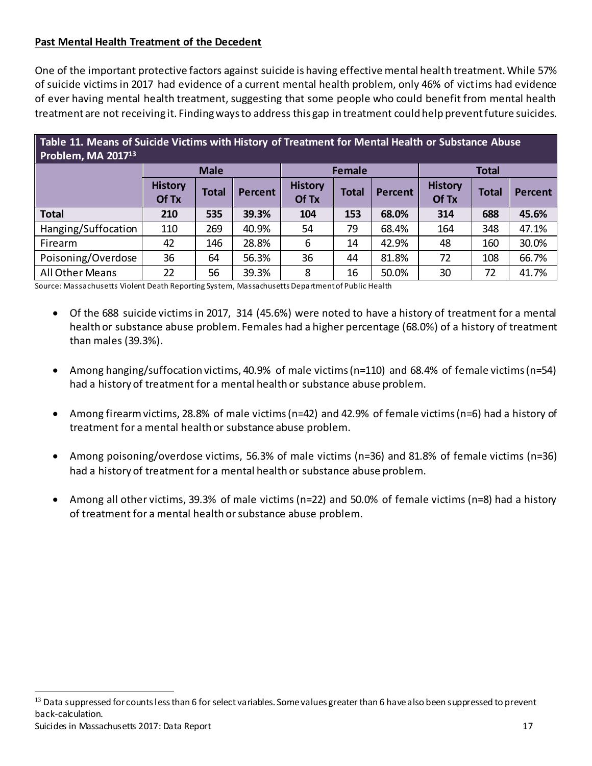**Past Mental Health Treatment of the Decedent**

One of the important protective factors against suicide is having effective mental health treatment. While 57% of suicide victims in 2017 had evidence of a current mental health problem, only 46% of victims had evidence of ever having mental health treatment, suggesting that some people who could benefit from mental health treatment are not receiving it. Finding ways to address this gap in treatment could help prevent future suicides.

**Table 11. Means of Suicide Victims with History of Treatment for Mental Health or Substance Abuse Problem, MA 2017[13]**

| | Male | | | Female | | | Total | | |
|---|---|---|---|---|---|---|---|---|---|
| | History Of Tx | Total | Percent | History Of Tx | Total | Percent | History Of Tx | Total | Percent |
| **Total** | **210** | **535** | **39.3%** | **104** | **153** | **68.0%** | **314** | **688** | **45.6%** |
| Hanging/Suffocation | 110 | 269 | 40.9% | 54 | 79 | 68.4% | 164 | 348 | 47.1% |
| Firearm | 42 | 146 | 28.8% | 6 | 14 | 42.9% | 48 | 160 | 30.0% |
| Poisoning/Overdose | 36 | 64 | 56.3% | 36 | 44 | 81.8% | 72 | 108 | 66.7% |
| All Other Means | 22 | 56 | 39.3% | 8 | 16 | 50.0% | 30 | 72 | 41.7% |

Source: Massachusetts Violent Death Reporting System, Massachusetts Department of Public Health

- Of the 688 suicide victims in 2017, 314 (45.6%) were noted to have a history of treatment for a mental health or substance abuse problem. Females had a higher percentage (68.0%) of a history of treatment than males (39.3%).
- Among hanging/suffocation victims, 40.9% of male victims (n=110) and 68.4% of female victims (n=54) had a history of treatment for a mental health or substance abuse problem.
- Among firearm victims, 28.8% of male victims (n=42) and 42.9% of female victims (n=6) had a history of treatment for a mental health or substance abuse problem.
- Among poisoning/overdose victims, 56.3% of male victims (n=36) and 81.8% of female victims (n=36) had a history of treatment for a mental health or substance abuse problem.
- Among all other victims, 39.3% of male victims (n=22) and 50.0% of female victims (n=8) had a history of treatment for a mental health or substance abuse problem.

[13] Data suppressed for counts less than 6 for select variables. Some values greater than 6 have also been suppressed to prevent back-calculation.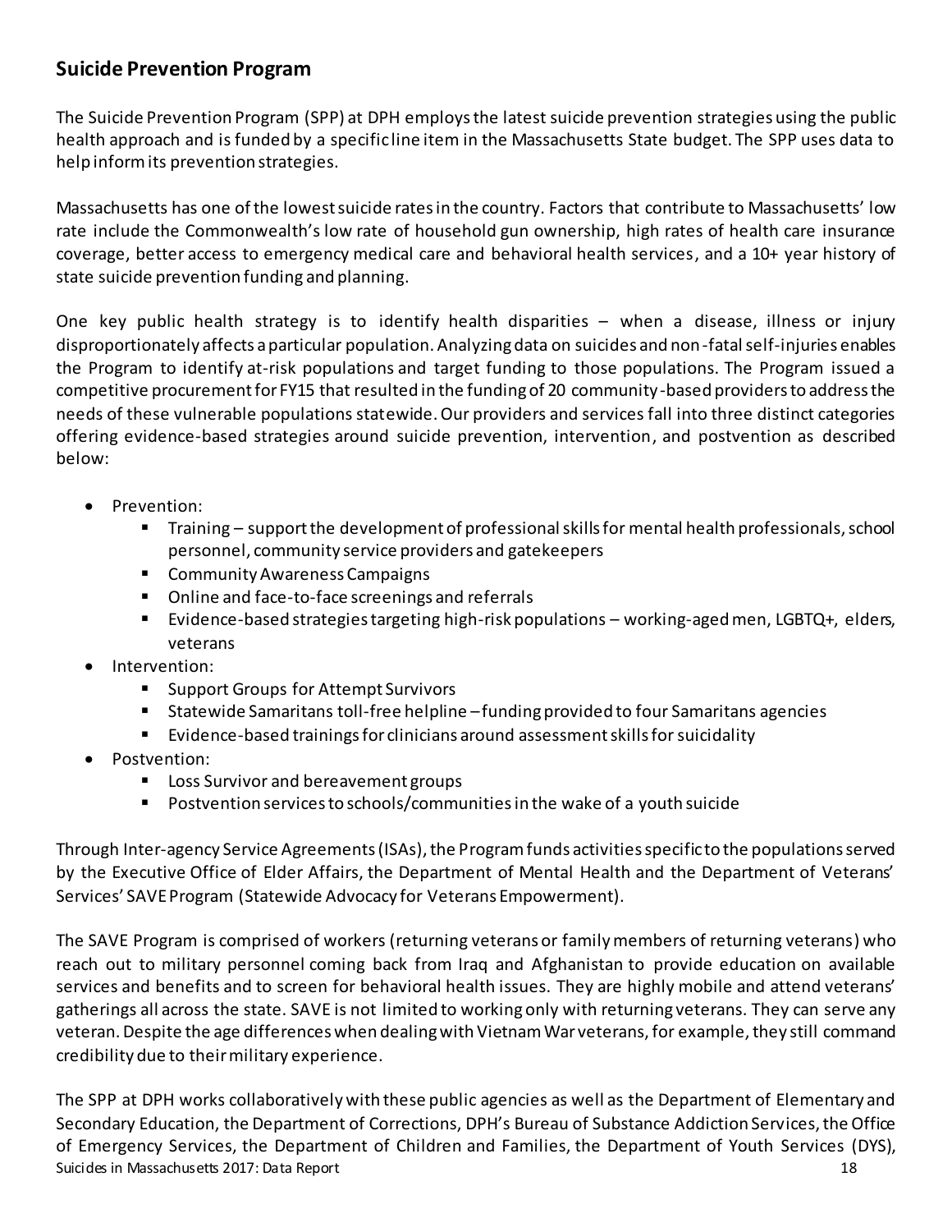## Suicide Prevention Program

The Suicide Prevention Program (SPP) at DPH employs the latest suicide prevention strategies using the public health approach and is funded by a specific line item in the Massachusetts State budget. The SPP uses data to help inform its prevention strategies.

Massachusetts has one of the lowest suicide rates in the country. Factors that contribute to Massachusetts' low rate include the Commonwealth's low rate of household gun ownership, high rates of health care insurance coverage, better access to emergency medical care and behavioral health services, and a 10+ year history of state suicide prevention funding and planning.

One key public health strategy is to identify health disparities – when a disease, illness or injury disproportionately affects a particular population. Analyzing data on suicides and non-fatal self-injuries enables the Program to identify at-risk populations and target funding to those populations. The Program issued a competitive procurement for FY15 that resulted in the funding of 20 community-based providers to address the needs of these vulnerable populations statewide. Our providers and services fall into three distinct categories offering evidence-based strategies around suicide prevention, intervention, and postvention as described below:

- Prevention:
  - Training – support the development of professional skills for mental health professionals, school personnel, community service providers and gatekeepers
  - Community Awareness Campaigns
  - Online and face-to-face screenings and referrals
  - Evidence-based strategies targeting high-risk populations – working-aged men, LGBTQ+, elders, veterans
- Intervention:
  - Support Groups for Attempt Survivors
  - Statewide Samaritans toll-free helpline – funding provided to four Samaritans agencies
  - Evidence-based trainings for clinicians around assessment skills for suicidality
- Postvention:
  - Loss Survivor and bereavement groups
  - Postvention services to schools/communities in the wake of a youth suicide

Through Inter-agency Service Agreements (ISAs), the Program funds activities specific to the populations served by the Executive Office of Elder Affairs, the Department of Mental Health and the Department of Veterans' Services' SAVE Program (Statewide Advocacy for Veterans Empowerment).

The SAVE Program is comprised of workers (returning veterans or family members of returning veterans) who reach out to military personnel coming back from Iraq and Afghanistan to provide education on available services and benefits and to screen for behavioral health issues. They are highly mobile and attend veterans' gatherings all across the state. SAVE is not limited to working only with returning veterans. They can serve any veteran. Despite the age differences when dealing with Vietnam War veterans, for example, they still command credibility due to their military experience.

The SPP at DPH works collaboratively with these public agencies as well as the Department of Elementary and Secondary Education, the Department of Corrections, DPH's Bureau of Substance Addiction Services, the Office of Emergency Services, the Department of Children and Families, the Department of Youth Services (DYS),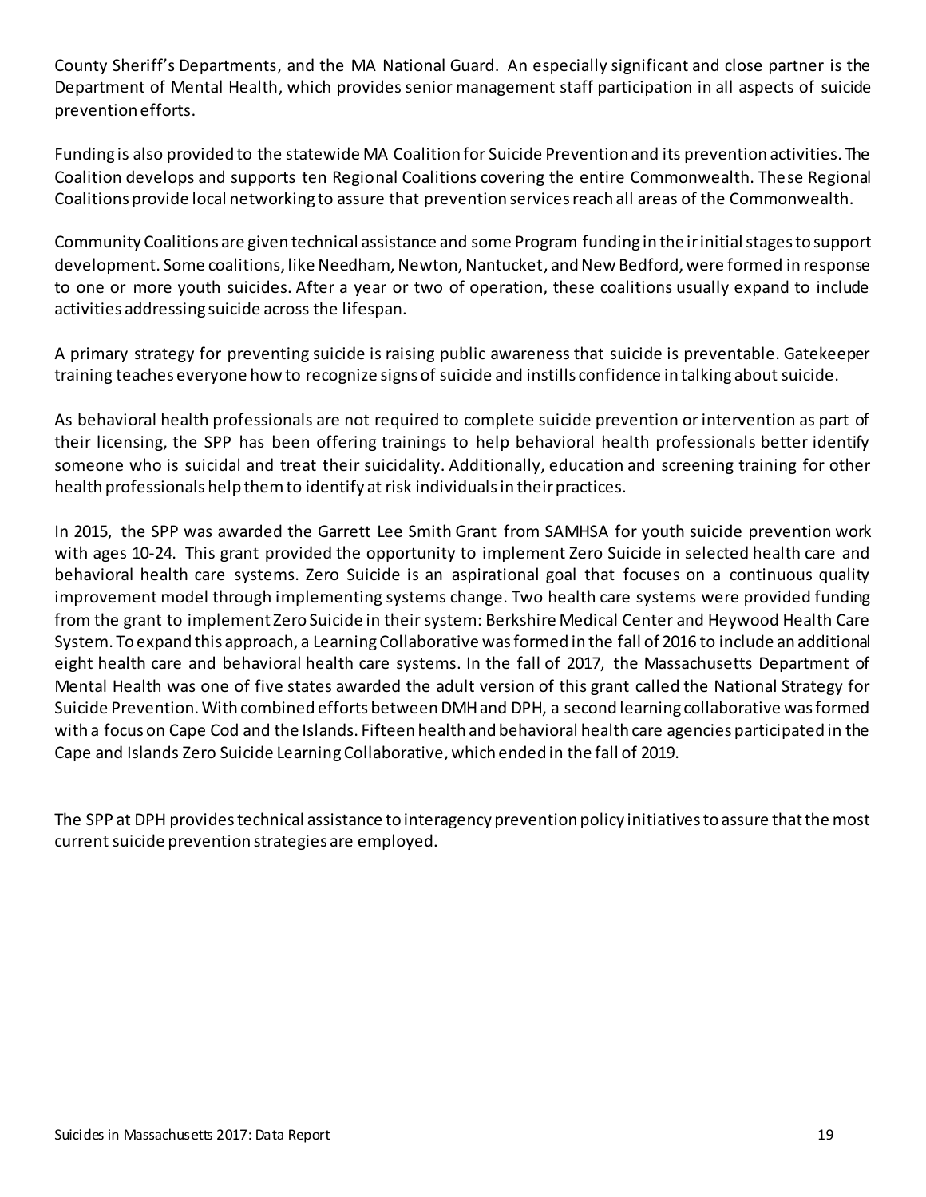County Sheriff's Departments, and the MA National Guard. An especially significant and close partner is the Department of Mental Health, which provides senior management staff participation in all aspects of suicide prevention efforts.

Funding is also provided to the statewide MA Coalition for Suicide Prevention and its prevention activities. The Coalition develops and supports ten Regional Coalitions covering the entire Commonwealth. These Regional Coalitions provide local networking to assure that prevention services reach all areas of the Commonwealth.

Community Coalitions are given technical assistance and some Program funding in their initial stages to support development. Some coalitions, like Needham, Newton, Nantucket, and New Bedford, were formed in response to one or more youth suicides. After a year or two of operation, these coalitions usually expand to include activities addressing suicide across the lifespan.

A primary strategy for preventing suicide is raising public awareness that suicide is preventable. Gatekeeper training teaches everyone how to recognize signs of suicide and instills confidence in talking about suicide.

As behavioral health professionals are not required to complete suicide prevention or intervention as part of their licensing, the SPP has been offering trainings to help behavioral health professionals better identify someone who is suicidal and treat their suicidality. Additionally, education and screening training for other health professionals help them to identify at risk individuals in their practices.

In 2015, the SPP was awarded the Garrett Lee Smith Grant from SAMHSA for youth suicide prevention work with ages 10-24. This grant provided the opportunity to implement Zero Suicide in selected health care and behavioral health care systems. Zero Suicide is an aspirational goal that focuses on a continuous quality improvement model through implementing systems change. Two health care systems were provided funding from the grant to implement Zero Suicide in their system: Berkshire Medical Center and Heywood Health Care System. To expand this approach, a Learning Collaborative was formed in the fall of 2016 to include an additional eight health care and behavioral health care systems. In the fall of 2017, the Massachusetts Department of Mental Health was one of five states awarded the adult version of this grant called the National Strategy for Suicide Prevention. With combined efforts between DMH and DPH, a second learning collaborative was formed with a focus on Cape Cod and the Islands. Fifteen health and behavioral health care agencies participated in the Cape and Islands Zero Suicide Learning Collaborative, which ended in the fall of 2019.

The SPP at DPH provides technical assistance to interagency prevention policy initiatives to assure that the most current suicide prevention strategies are employed.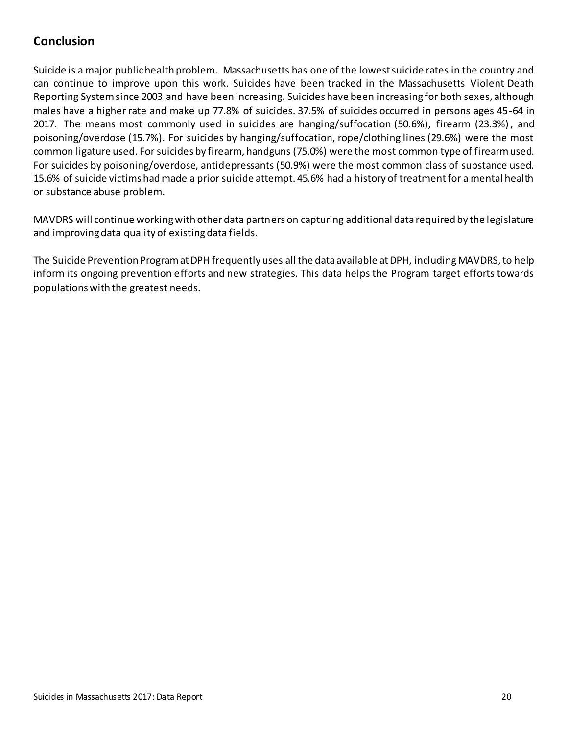## Conclusion

Suicide is a major public health problem. Massachusetts has one of the lowest suicide rates in the country and can continue to improve upon this work. Suicides have been tracked in the Massachusetts Violent Death Reporting System since 2003 and have been increasing. Suicides have been increasing for both sexes, although males have a higher rate and make up 77.8% of suicides. 37.5% of suicides occurred in persons ages 45-64 in 2017. The means most commonly used in suicides are hanging/suffocation (50.6%), firearm (23.3%), and poisoning/overdose (15.7%). For suicides by hanging/suffocation, rope/clothing lines (29.6%) were the most common ligature used. For suicides by firearm, handguns (75.0%) were the most common type of firearm used. For suicides by poisoning/overdose, antidepressants (50.9%) were the most common class of substance used. 15.6% of suicide victims had made a prior suicide attempt. 45.6% had a history of treatment for a mental health or substance abuse problem.

MAVDRS will continue working with other data partners on capturing additional data required by the legislature and improving data quality of existing data fields.

The Suicide Prevention Program at DPH frequently uses all the data available at DPH, including MAVDRS, to help inform its ongoing prevention efforts and new strategies. This data helps the Program target efforts towards populations with the greatest needs.